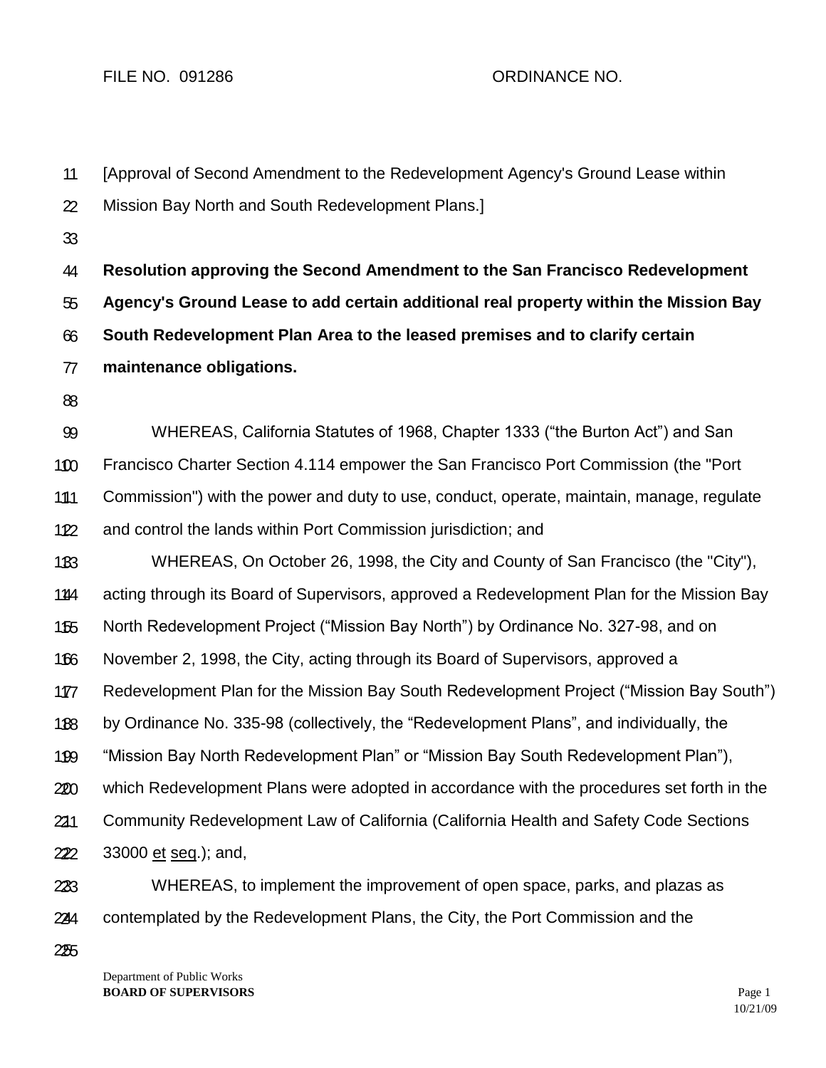FILE NO. 091286 ORDINANCE NO.

[Approval of Second Amendment to the Redevelopment Agency's Ground Lease within Mission Bay North and South Redevelopment Plans.]

**Resolution approving the Second Amendment to the San Francisco Redevelopment Agency's Ground Lease to add certain additional real property within the Mission Bay South Redevelopment Plan Area to the leased premises and to clarify certain maintenance obligations.**

WHEREAS, California Statutes of 1968, Chapter 1333 ("the Burton Act") and San Francisco Charter Section 4.114 empower the San Francisco Port Commission (the "Port Commission") with the power and duty to use, conduct, operate, maintain, manage, regulate and control the lands within Port Commission jurisdiction; and

WHEREAS, On October 26, 1998, the City and County of San Francisco (the "City"), acting through its Board of Supervisors, approved a Redevelopment Plan for the Mission Bay North Redevelopment Project ("Mission Bay North") by Ordinance No. 327-98, and on November 2, 1998, the City, acting through its Board of Supervisors, approved a Redevelopment Plan for the Mission Bay South Redevelopment Project ("Mission Bay South") by Ordinance No. 335-98 (collectively, the "Redevelopment Plans", and individually, the "Mission Bay North Redevelopment Plan" or "Mission Bay South Redevelopment Plan"), which Redevelopment Plans were adopted in accordance with the procedures set forth in the Community Redevelopment Law of California (California Health and Safety Code Sections 33000 et seq.); and,

WHEREAS, to implement the improvement of open space, parks, and plazas as contemplated by the Redevelopment Plans, the City, the Port Commission and the

Department of Public Works
**BOARD OF SUPERVISORS**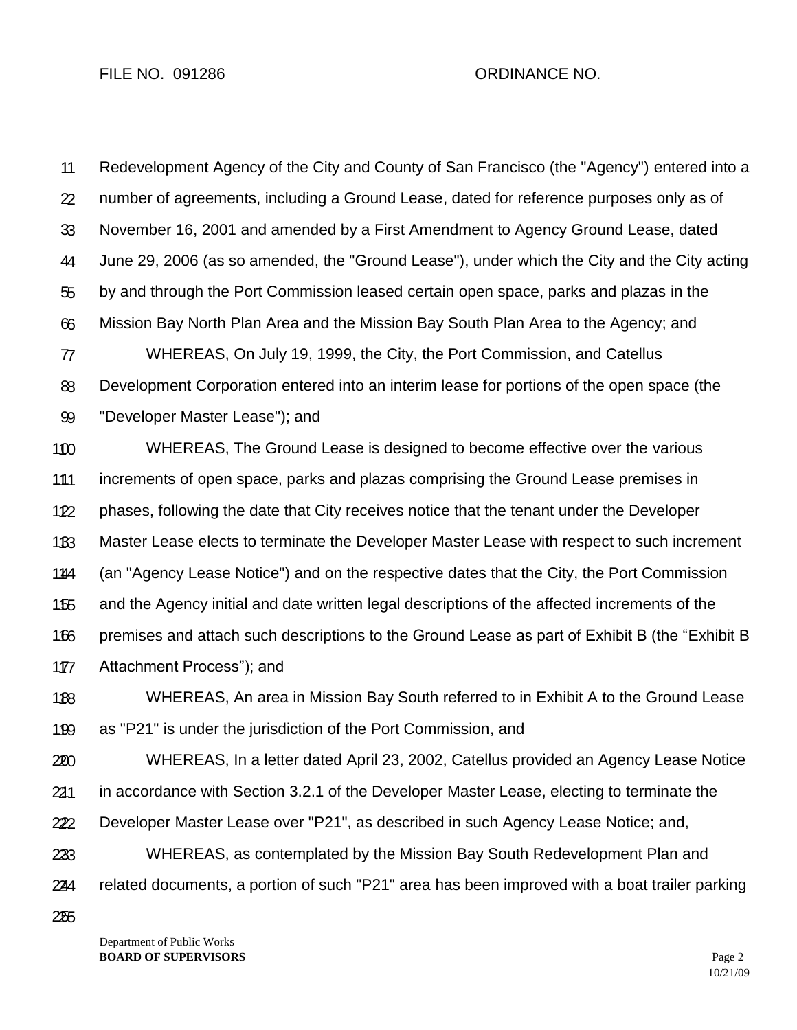Redevelopment Agency of the City and County of San Francisco (the "Agency") entered into a number of agreements, including a Ground Lease, dated for reference purposes only as of November 16, 2001 and amended by a First Amendment to Agency Ground Lease, dated June 29, 2006 (as so amended, the "Ground Lease"), under which the City and the City acting by and through the Port Commission leased certain open space, parks and plazas in the Mission Bay North Plan Area and the Mission Bay South Plan Area to the Agency; and

WHEREAS, On July 19, 1999, the City, the Port Commission, and Catellus Development Corporation entered into an interim lease for portions of the open space (the "Developer Master Lease"); and

WHEREAS, The Ground Lease is designed to become effective over the various increments of open space, parks and plazas comprising the Ground Lease premises in phases, following the date that City receives notice that the tenant under the Developer Master Lease elects to terminate the Developer Master Lease with respect to such increment (an "Agency Lease Notice") and on the respective dates that the City, the Port Commission and the Agency initial and date written legal descriptions of the affected increments of the premises and attach such descriptions to the Ground Lease as part of Exhibit B (the "Exhibit B Attachment Process"); and

WHEREAS, An area in Mission Bay South referred to in Exhibit A to the Ground Lease as "P21" is under the jurisdiction of the Port Commission, and

WHEREAS, In a letter dated April 23, 2002, Catellus provided an Agency Lease Notice in accordance with Section 3.2.1 of the Developer Master Lease, electing to terminate the Developer Master Lease over "P21", as described in such Agency Lease Notice; and,

WHEREAS, as contemplated by the Mission Bay South Redevelopment Plan and related documents, a portion of such "P21" area has been improved with a boat trailer parking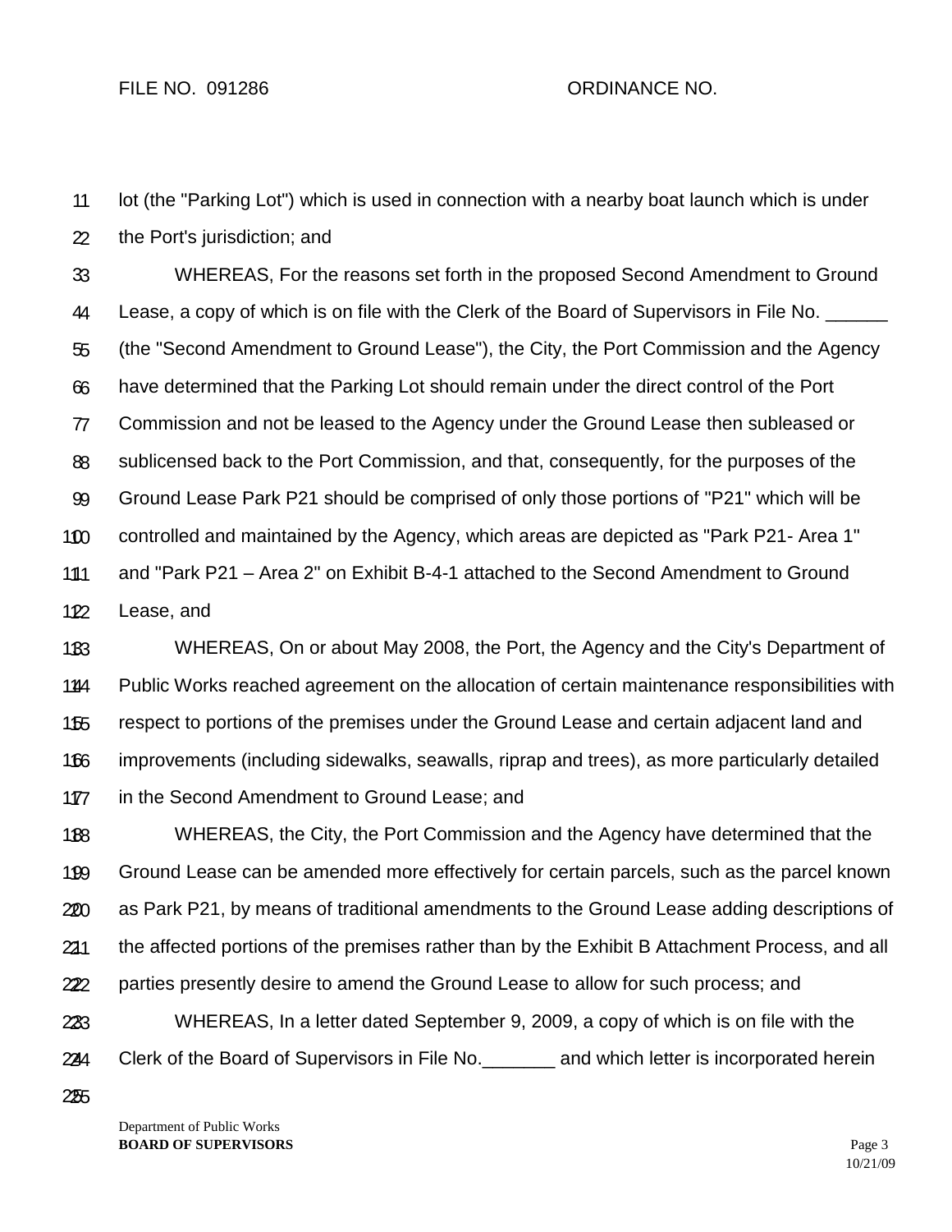lot (the "Parking Lot") which is used in connection with a nearby boat launch which is under the Port's jurisdiction; and

WHEREAS, For the reasons set forth in the proposed Second Amendment to Ground Lease, a copy of which is on file with the Clerk of the Board of Supervisors in File No. ______ (the "Second Amendment to Ground Lease"), the City, the Port Commission and the Agency have determined that the Parking Lot should remain under the direct control of the Port Commission and not be leased to the Agency under the Ground Lease then subleased or sublicensed back to the Port Commission, and that, consequently, for the purposes of the Ground Lease Park P21 should be comprised of only those portions of "P21" which will be controlled and maintained by the Agency, which areas are depicted as "Park P21- Area 1" and "Park P21 – Area 2" on Exhibit B-4-1 attached to the Second Amendment to Ground Lease, and

WHEREAS, On or about May 2008, the Port, the Agency and the City's Department of Public Works reached agreement on the allocation of certain maintenance responsibilities with respect to portions of the premises under the Ground Lease and certain adjacent land and improvements (including sidewalks, seawalls, riprap and trees), as more particularly detailed in the Second Amendment to Ground Lease; and

WHEREAS, the City, the Port Commission and the Agency have determined that the Ground Lease can be amended more effectively for certain parcels, such as the parcel known as Park P21, by means of traditional amendments to the Ground Lease adding descriptions of the affected portions of the premises rather than by the Exhibit B Attachment Process, and all parties presently desire to amend the Ground Lease to allow for such process; and

WHEREAS, In a letter dated September 9, 2009, a copy of which is on file with the Clerk of the Board of Supervisors in File No._______ and which letter is incorporated herein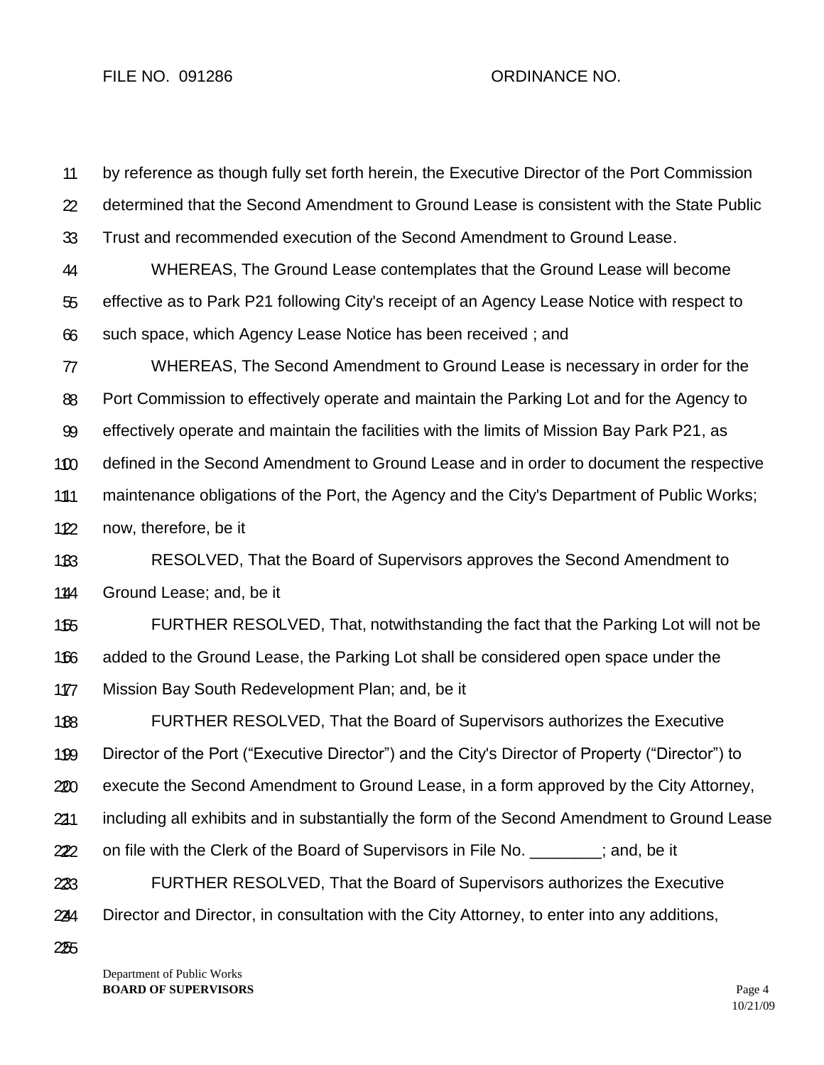by reference as though fully set forth herein, the Executive Director of the Port Commission determined that the Second Amendment to Ground Lease is consistent with the State Public Trust and recommended execution of the Second Amendment to Ground Lease.

WHEREAS, The Ground Lease contemplates that the Ground Lease will become effective as to Park P21 following City's receipt of an Agency Lease Notice with respect to such space, which Agency Lease Notice has been received ; and

WHEREAS, The Second Amendment to Ground Lease is necessary in order for the Port Commission to effectively operate and maintain the Parking Lot and for the Agency to effectively operate and maintain the facilities with the limits of Mission Bay Park P21, as defined in the Second Amendment to Ground Lease and in order to document the respective maintenance obligations of the Port, the Agency and the City's Department of Public Works; now, therefore, be it

RESOLVED, That the Board of Supervisors approves the Second Amendment to Ground Lease; and, be it

FURTHER RESOLVED, That, notwithstanding the fact that the Parking Lot will not be added to the Ground Lease, the Parking Lot shall be considered open space under the Mission Bay South Redevelopment Plan; and, be it

FURTHER RESOLVED, That the Board of Supervisors authorizes the Executive Director of the Port ("Executive Director") and the City's Director of Property ("Director") to execute the Second Amendment to Ground Lease, in a form approved by the City Attorney, including all exhibits and in substantially the form of the Second Amendment to Ground Lease on file with the Clerk of the Board of Supervisors in File No. ________; and, be it

FURTHER RESOLVED, That the Board of Supervisors authorizes the Executive Director and Director, in consultation with the City Attorney, to enter into any additions,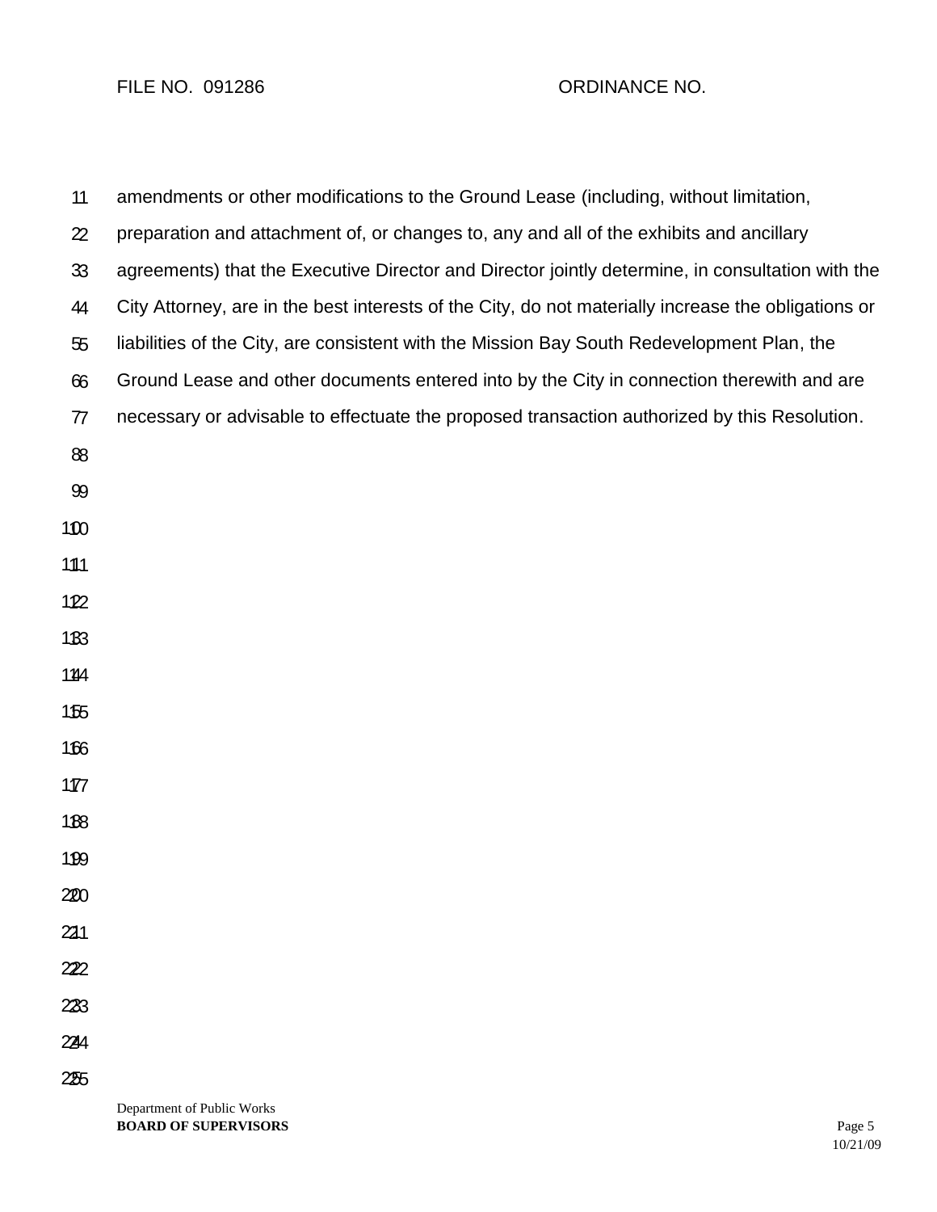amendments or other modifications to the Ground Lease (including, without limitation, preparation and attachment of, or changes to, any and all of the exhibits and ancillary agreements) that the Executive Director and Director jointly determine, in consultation with the City Attorney, are in the best interests of the City, do not materially increase the obligations or liabilities of the City, are consistent with the Mission Bay South Redevelopment Plan, the Ground Lease and other documents entered into by the City in connection therewith and are necessary or advisable to effectuate the proposed transaction authorized by this Resolution.